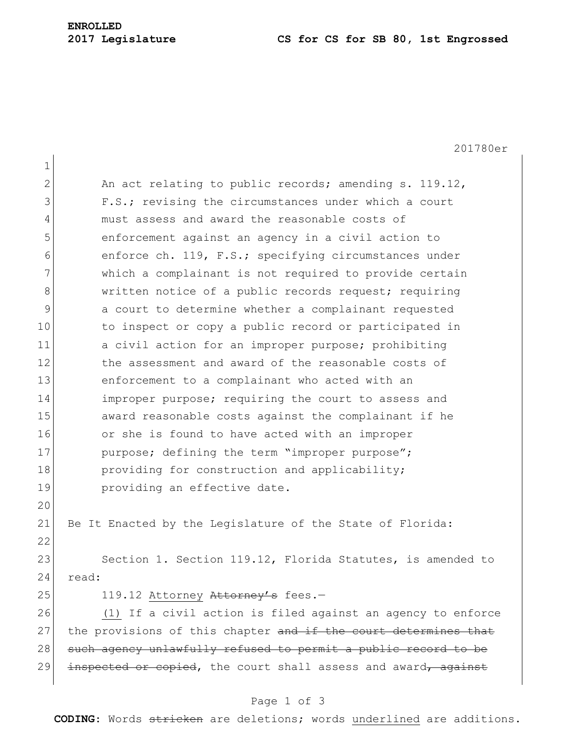**ENROLLED**

**2017 Legislature** **CS for CS for SB 80, 1st Engrossed**

201780er

An act relating to public records; amending s. 119.12, F.S.; revising the circumstances under which a court must assess and award the reasonable costs of enforcement against an agency in a civil action to enforce ch. 119, F.S.; specifying circumstances under which a complainant is not required to provide certain written notice of a public records request; requiring a court to determine whether a complainant requested to inspect or copy a public record or participated in a civil action for an improper purpose; prohibiting the assessment and award of the reasonable costs of enforcement to a complainant who acted with an improper purpose; requiring the court to assess and award reasonable costs against the complainant if he or she is found to have acted with an improper purpose; defining the term "improper purpose"; providing for construction and applicability; providing an effective date.

Be It Enacted by the Legislature of the State of Florida:

Section 1. Section 119.12, Florida Statutes, is amended to read:

119.12 <u>Attorney</u> ~~Attorney's~~ fees.—

<u>(1)</u> If a civil action is filed against an agency to enforce the provisions of this chapter ~~and if the court determines that such agency unlawfully refused to permit a public record to be inspected or copied~~, the court shall assess and award~~, against~~

**CODING:** Words ~~stricken~~ are deletions; words <u>underlined</u> are additions.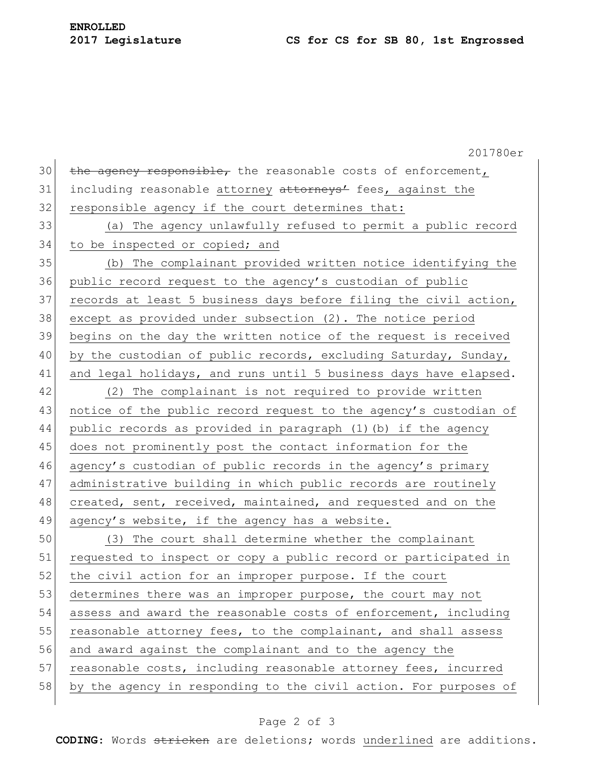~~the agency responsible,~~ the reasonable costs of enforcement, including reasonable attorney ~~attorneys'~~ fees, against the responsible agency if the court determines that:

(a) The agency unlawfully refused to permit a public record to be inspected or copied; and

(b) The complainant provided written notice identifying the public record request to the agency's custodian of public records at least 5 business days before filing the civil action, except as provided under subsection (2). The notice period begins on the day the written notice of the request is received by the custodian of public records, excluding Saturday, Sunday, and legal holidays, and runs until 5 business days have elapsed.

(2) The complainant is not required to provide written notice of the public record request to the agency's custodian of public records as provided in paragraph (1)(b) if the agency does not prominently post the contact information for the agency's custodian of public records in the agency's primary administrative building in which public records are routinely created, sent, received, maintained, and requested and on the agency's website, if the agency has a website.

(3) The court shall determine whether the complainant requested to inspect or copy a public record or participated in the civil action for an improper purpose. If the court determines there was an improper purpose, the court may not assess and award the reasonable costs of enforcement, including reasonable attorney fees, to the complainant, and shall assess and award against the complainant and to the agency the reasonable costs, including reasonable attorney fees, incurred by the agency in responding to the civil action. For purposes of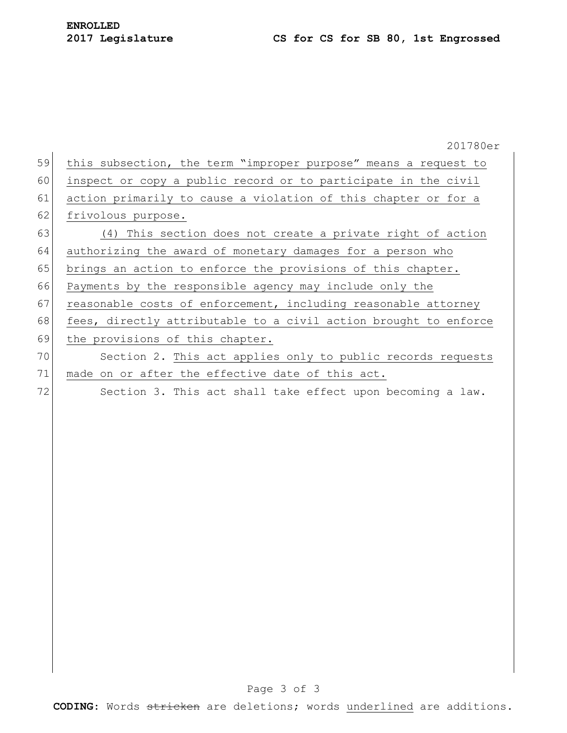this subsection, the term "improper purpose" means a request to inspect or copy a public record or to participate in the civil action primarily to cause a violation of this chapter or for a frivolous purpose.

(4) This section does not create a private right of action authorizing the award of monetary damages for a person who brings an action to enforce the provisions of this chapter. Payments by the responsible agency may include only the reasonable costs of enforcement, including reasonable attorney fees, directly attributable to a civil action brought to enforce the provisions of this chapter.

Section 2. This act applies only to public records requests made on or after the effective date of this act.

Section 3. This act shall take effect upon becoming a law.